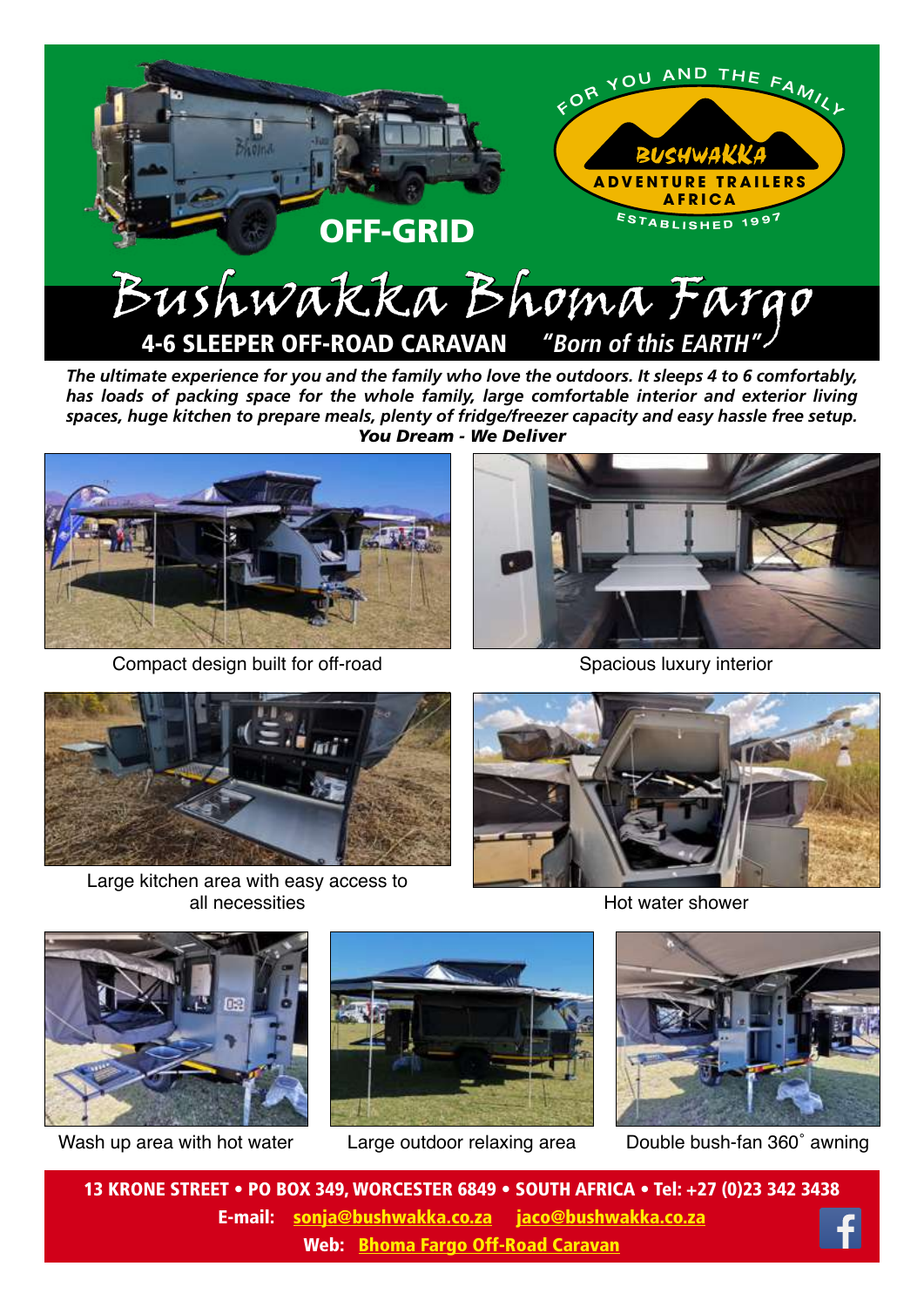FOR YOU AND THE FAMILY

BUSHWAKKA
ADVENTURE TRAILERS AFRICA
ESTABLISHED 1997

OFF-GRID

# Bushwakka Bhoma Fargo

## 4-6 SLEEPER OFF-ROAD CARAVAN "Born of this EARTH"

***The ultimate experience for you and the family who love the outdoors. It sleeps 4 to 6 comfortably, has loads of packing space for the whole family, large comfortable interior and exterior living spaces, huge kitchen to prepare meals, plenty of fridge/freezer capacity and easy hassle free setup.***

***You Dream - We Deliver***

Compact design built for off-road

Spacious luxury interior

Large kitchen area with easy access to all necessities

Hot water shower

Wash up area with hot water

Large outdoor relaxing area

Double bush-fan 360˚ awning

**13 KRONE STREET • PO BOX 349, WORCESTER 6849 • SOUTH AFRICA • Tel: +27 (0)23 342 3438**

**E-mail:** sonja@bushwakka.co.za jaco@bushwakka.co.za

**Web:** Bhoma Fargo Off-Road Caravan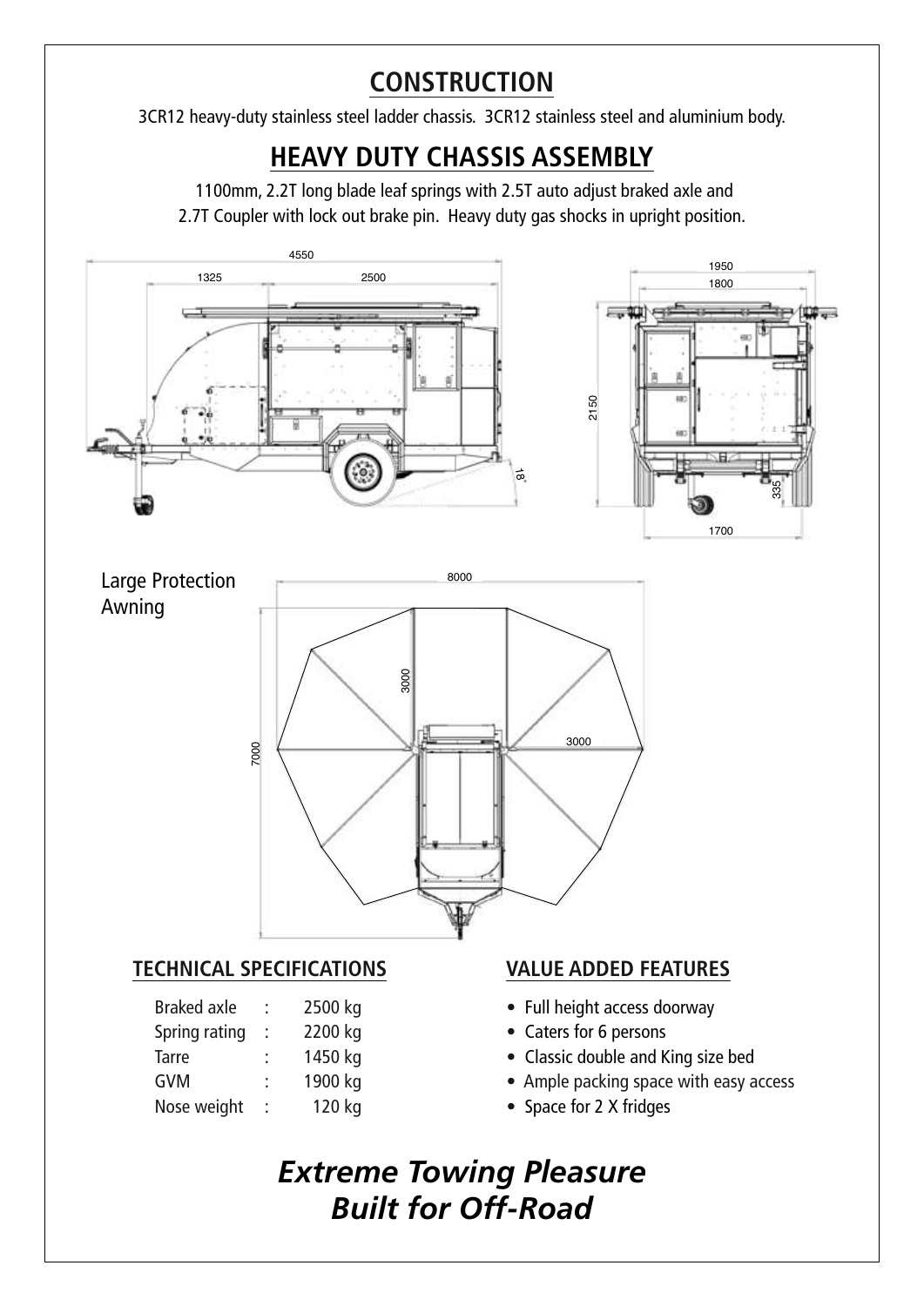## CONSTRUCTION

3CR12 heavy-duty stainless steel ladder chassis. 3CR12 stainless steel and aluminium body.

## HEAVY DUTY CHASSIS ASSEMBLY

1100mm, 2.2T long blade leaf springs with 2.5T auto adjust braked axle and 2.7T Coupler with lock out brake pin. Heavy duty gas shocks in upright position.

4550

1325

2500

18°

1950

1800

2150

335

1700

Large Protection Awning

8000

3000

3000

7000

### TECHNICAL SPECIFICATIONS

| | | |
|---|---|---|
| Braked axle | : | 2500 kg |
| Spring rating | : | 2200 kg |
| Tarre | : | 1450 kg |
| GVM | : | 1900 kg |
| Nose weight | : | 120 kg |

### VALUE ADDED FEATURES

- Full height access doorway
- Caters for 6 persons
- Classic double and King size bed
- Ample packing space with easy access
- Space for 2 X fridges

## *Extreme Towing Pleasure*
## *Built for Off-Road*